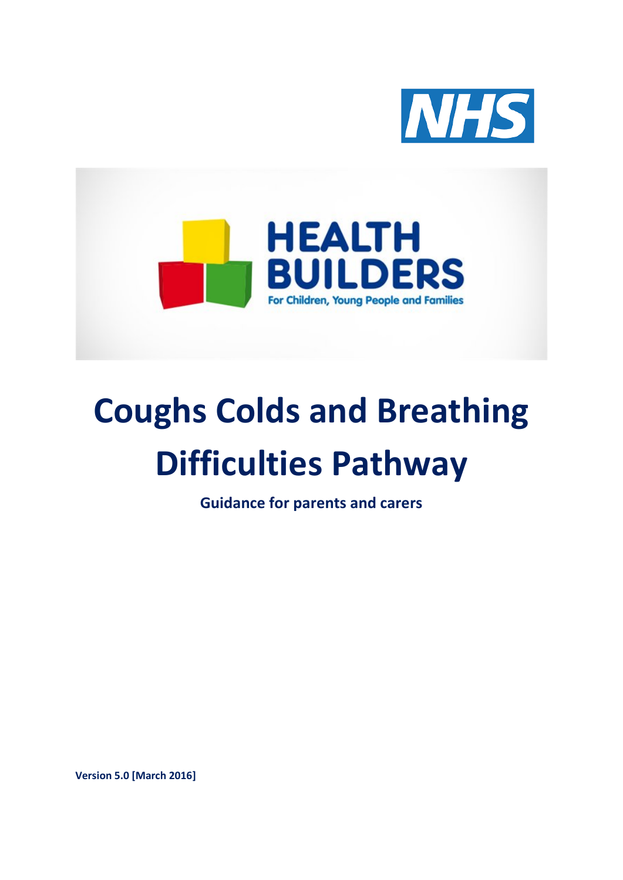NHS

HEALTH BUILDERS

For Children, Young People and Families

# Coughs Colds and Breathing Difficulties Pathway

**Guidance for parents and carers**

**Version 5.0 [March 2016]**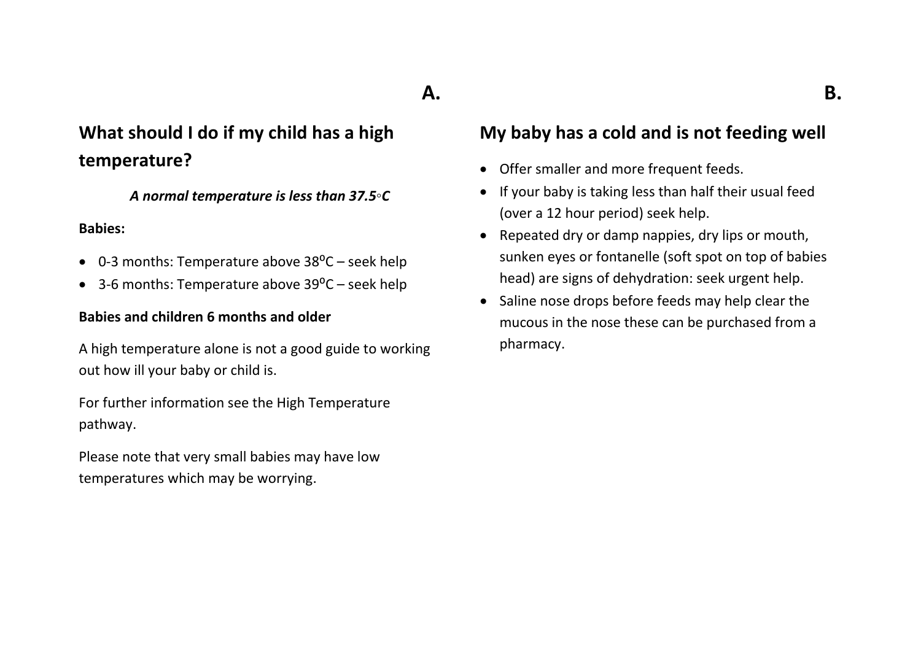A.

## What should I do if my child has a high temperature?

***A normal temperature is less than 37.5◦C***

**Babies:**

- 0-3 months: Temperature above 38ºC – seek help
- 3-6 months: Temperature above 39ºC – seek help

**Babies and children 6 months and older**

A high temperature alone is not a good guide to working out how ill your baby or child is.

For further information see the High Temperature pathway.

Please note that very small babies may have low temperatures which may be worrying.

B.

## My baby has a cold and is not feeding well

- Offer smaller and more frequent feeds.
- If your baby is taking less than half their usual feed (over a 12 hour period) seek help.
- Repeated dry or damp nappies, dry lips or mouth, sunken eyes or fontanelle (soft spot on top of babies head) are signs of dehydration: seek urgent help.
- Saline nose drops before feeds may help clear the mucous in the nose these can be purchased from a pharmacy.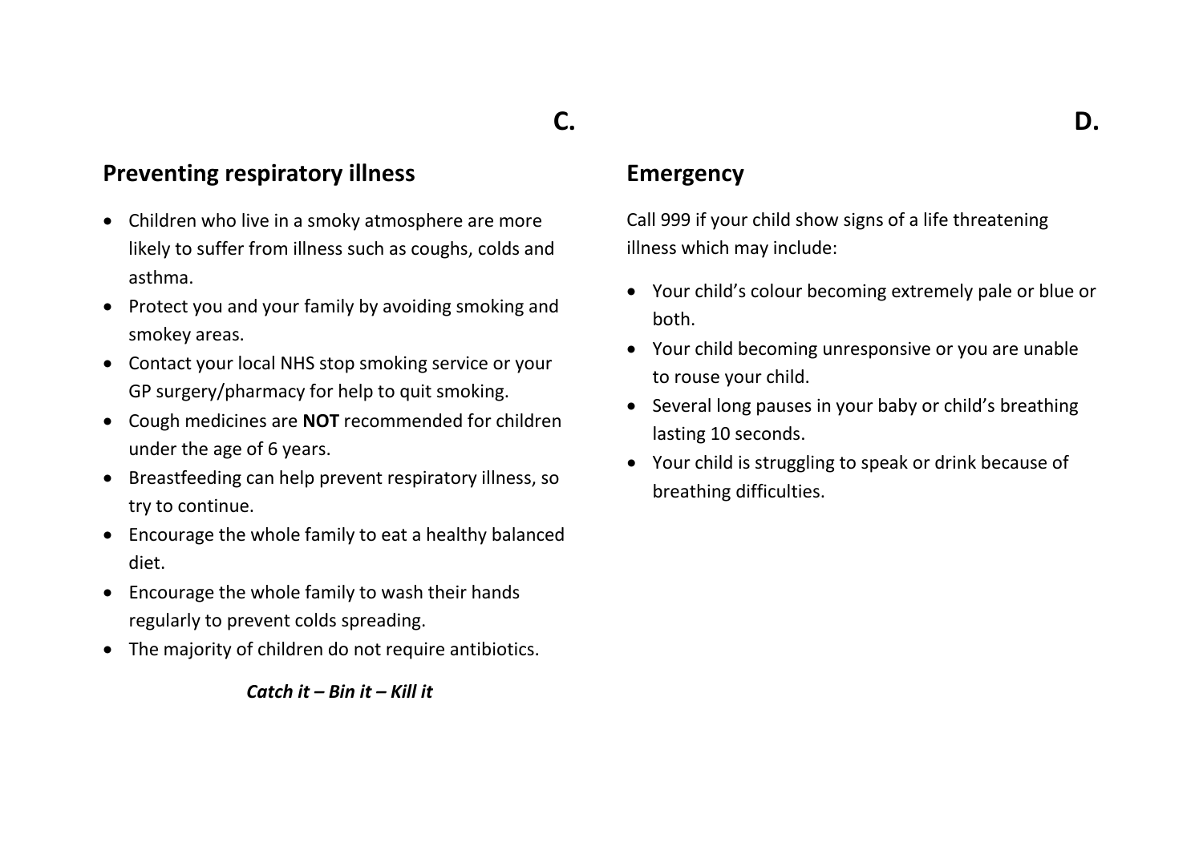C.

## Preventing respiratory illness

- Children who live in a smoky atmosphere are more likely to suffer from illness such as coughs, colds and asthma.
- Protect you and your family by avoiding smoking and smokey areas.
- Contact your local NHS stop smoking service or your GP surgery/pharmacy for help to quit smoking.
- Cough medicines are **NOT** recommended for children under the age of 6 years.
- Breastfeeding can help prevent respiratory illness, so try to continue.
- Encourage the whole family to eat a healthy balanced diet.
- Encourage the whole family to wash their hands regularly to prevent colds spreading.
- The majority of children do not require antibiotics.

***Catch it – Bin it – Kill it***

D.

## Emergency

Call 999 if your child show signs of a life threatening illness which may include:

- Your child's colour becoming extremely pale or blue or both.
- Your child becoming unresponsive or you are unable to rouse your child.
- Several long pauses in your baby or child's breathing lasting 10 seconds.
- Your child is struggling to speak or drink because of breathing difficulties.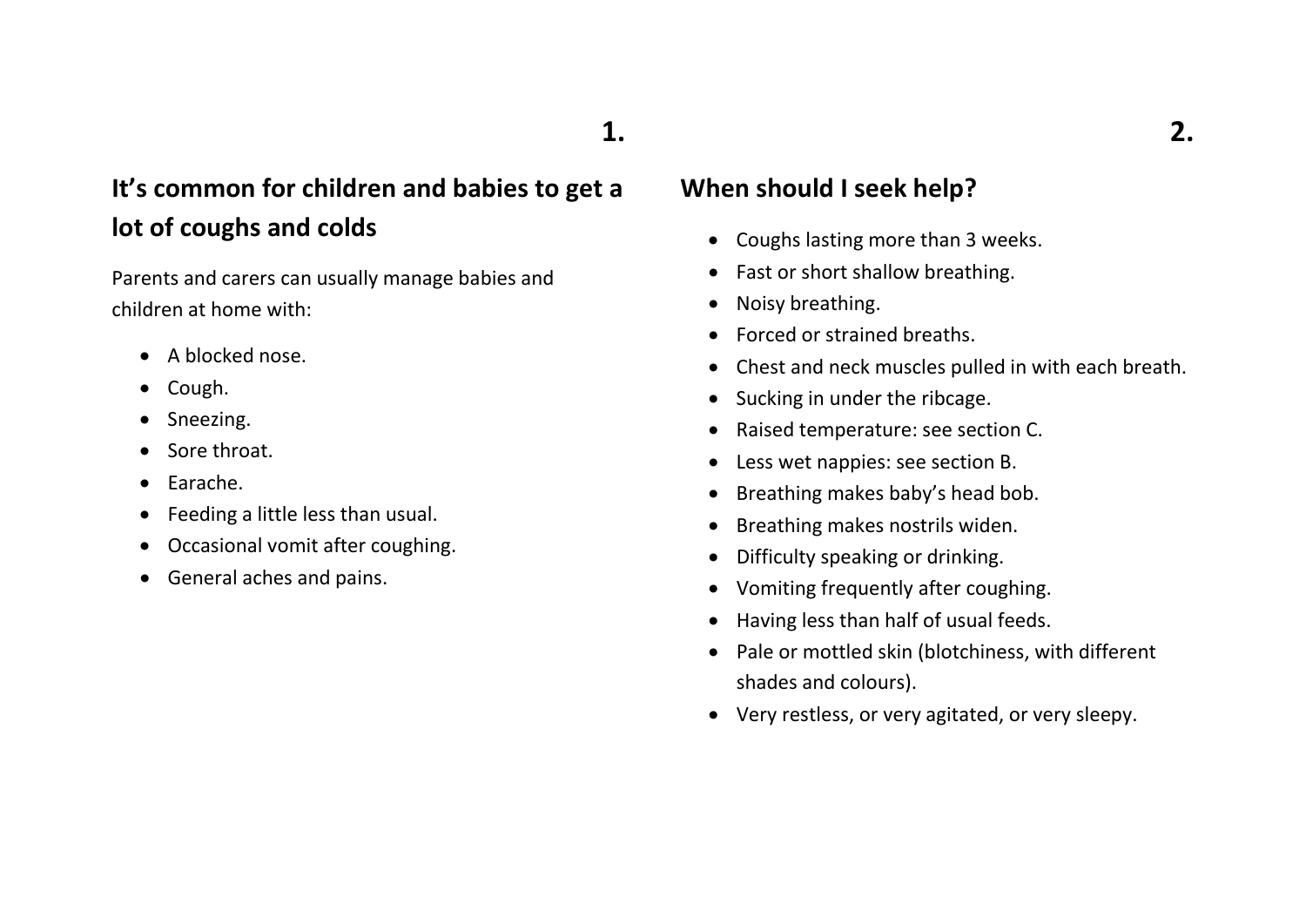## It's common for children and babies to get a lot of coughs and colds

Parents and carers can usually manage babies and children at home with:

- A blocked nose.
- Cough.
- Sneezing.
- Sore throat.
- Earache.
- Feeding a little less than usual.
- Occasional vomit after coughing.
- General aches and pains.

## When should I seek help?

- Coughs lasting more than 3 weeks.
- Fast or short shallow breathing.
- Noisy breathing.
- Forced or strained breaths.
- Chest and neck muscles pulled in with each breath.
- Sucking in under the ribcage.
- Raised temperature: see section C.
- Less wet nappies: see section B.
- Breathing makes baby's head bob.
- Breathing makes nostrils widen.
- Difficulty speaking or drinking.
- Vomiting frequently after coughing.
- Having less than half of usual feeds.
- Pale or mottled skin (blotchiness, with different shades and colours).
- Very restless, or very agitated, or very sleepy.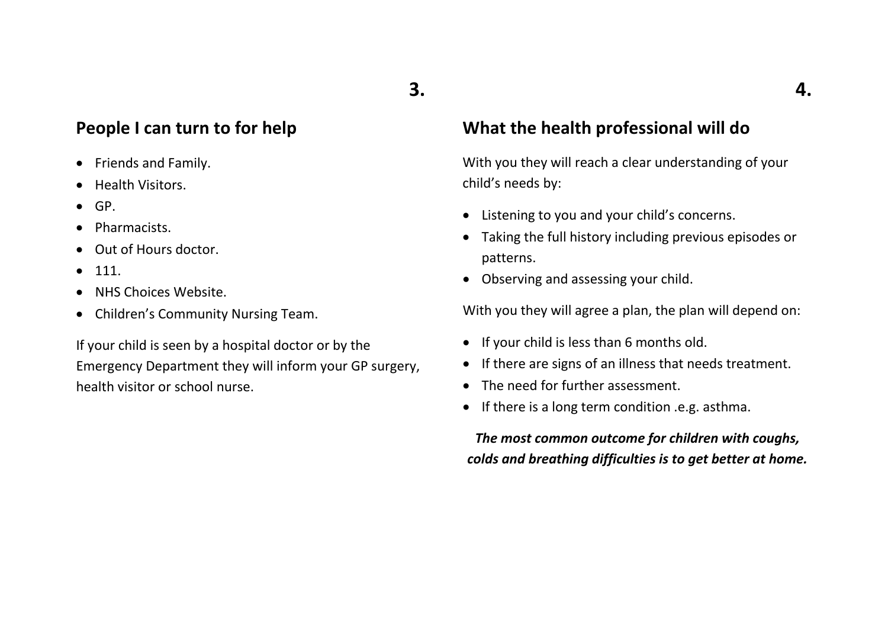## People I can turn to for help

- Friends and Family.
- Health Visitors.
- GP.
- Pharmacists.
- Out of Hours doctor.
- 111.
- NHS Choices Website.
- Children's Community Nursing Team.

If your child is seen by a hospital doctor or by the Emergency Department they will inform your GP surgery, health visitor or school nurse.

## What the health professional will do

With you they will reach a clear understanding of your child's needs by:

- Listening to you and your child's concerns.
- Taking the full history including previous episodes or patterns.
- Observing and assessing your child.

With you they will agree a plan, the plan will depend on:

- If your child is less than 6 months old.
- If there are signs of an illness that needs treatment.
- The need for further assessment.
- If there is a long term condition .e.g. asthma.

***The most common outcome for children with coughs, colds and breathing difficulties is to get better at home.***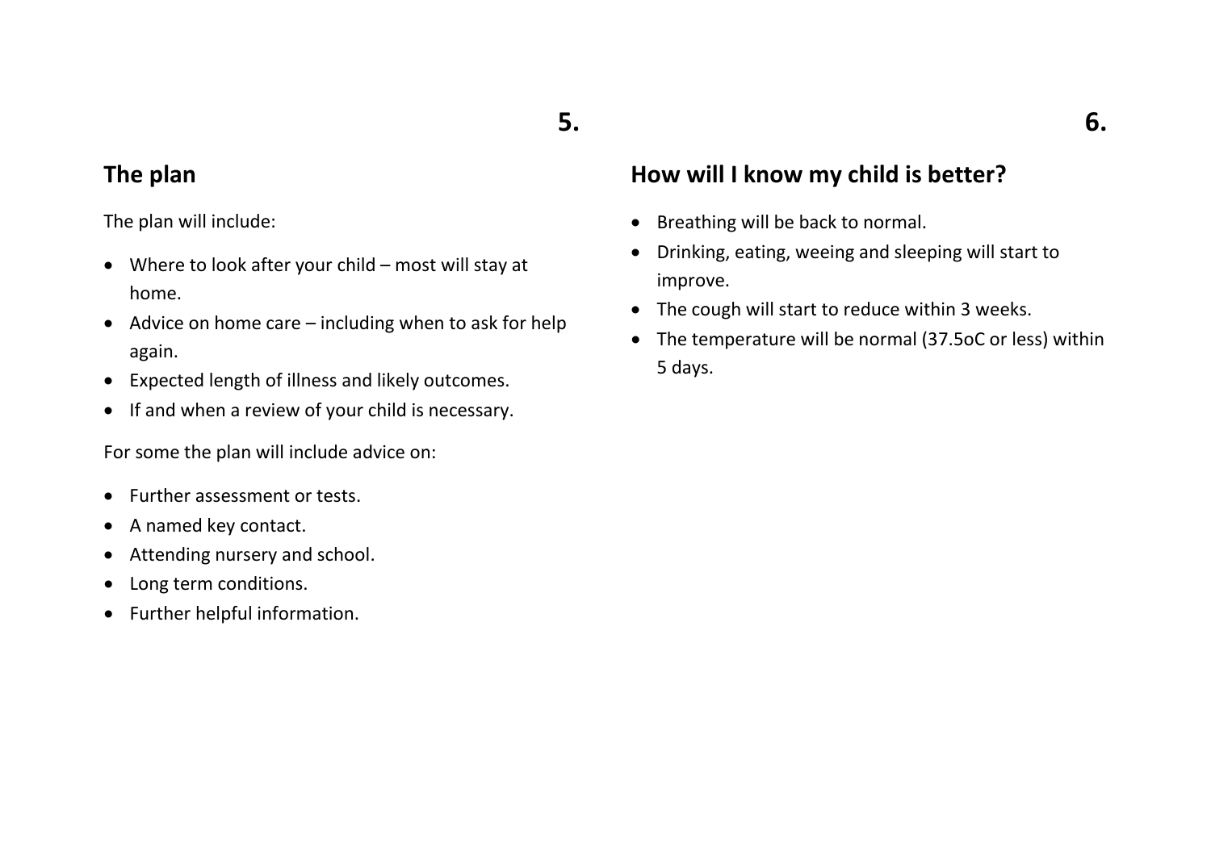## The plan

The plan will include:

- Where to look after your child – most will stay at home.
- Advice on home care – including when to ask for help again.
- Expected length of illness and likely outcomes.
- If and when a review of your child is necessary.

For some the plan will include advice on:

- Further assessment or tests.
- A named key contact.
- Attending nursery and school.
- Long term conditions.
- Further helpful information.

## How will I know my child is better?

- Breathing will be back to normal.
- Drinking, eating, weeing and sleeping will start to improve.
- The cough will start to reduce within 3 weeks.
- The temperature will be normal (37.5oC or less) within 5 days.